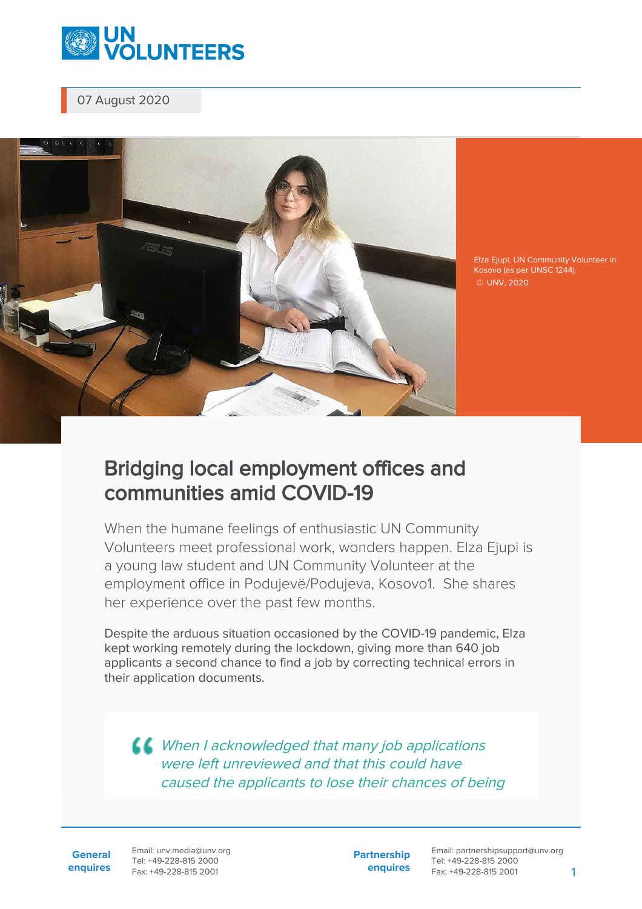07 August 2020

Elza Ejupi, UN Community Volunteer in Kosovo (as per UNSC 1244).
© UNV, 2020

# Bridging local employment offices and communities amid COVID-19

When the humane feelings of enthusiastic UN Community Volunteers meet professional work, wonders happen. Elza Ejupi is a young law student and UN Community Volunteer at the employment office in Podujevë/Podujeva, Kosovo1. She shares her experience over the past few months.

Despite the arduous situation occasioned by the COVID-19 pandemic, Elza kept working remotely during the lockdown, giving more than 640 job applicants a second chance to find a job by correcting technical errors in their application documents.

> *When I acknowledged that many job applications were left unreviewed and that this could have caused the applicants to lose their chances of being*

**General enquires**
Email: unv.media@unv.org
Tel: +49-228-815 2000
Fax: +49-228-815 2001

**Partnership enquires**
Email: partnershipsupport@unv.org
Tel: +49-228-815 2000
Fax: +49-228-815 2001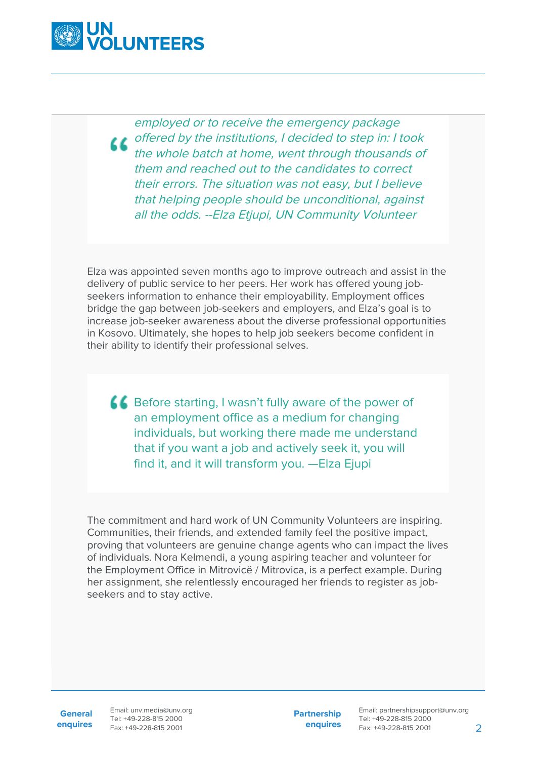> *employed or to receive the emergency package offered by the institutions, I decided to step in: I took the whole batch at home, went through thousands of them and reached out to the candidates to correct their errors. The situation was not easy, but I believe that helping people should be unconditional, against all the odds. --Elza Etjupi, UN Community Volunteer*

Elza was appointed seven months ago to improve outreach and assist in the delivery of public service to her peers. Her work has offered young job-seekers information to enhance their employability. Employment offices bridge the gap between job-seekers and employers, and Elza's goal is to increase job-seeker awareness about the diverse professional opportunities in Kosovo. Ultimately, she hopes to help job seekers become confident in their ability to identify their professional selves.

> Before starting, I wasn't fully aware of the power of an employment office as a medium for changing individuals, but working there made me understand that if you want a job and actively seek it, you will find it, and it will transform you. —Elza Ejupi

The commitment and hard work of UN Community Volunteers are inspiring. Communities, their friends, and extended family feel the positive impact, proving that volunteers are genuine change agents who can impact the lives of individuals. Nora Kelmendi, a young aspiring teacher and volunteer for the Employment Office in Mitrovicë / Mitrovica, is a perfect example. During her assignment, she relentlessly encouraged her friends to register as job-seekers and to stay active.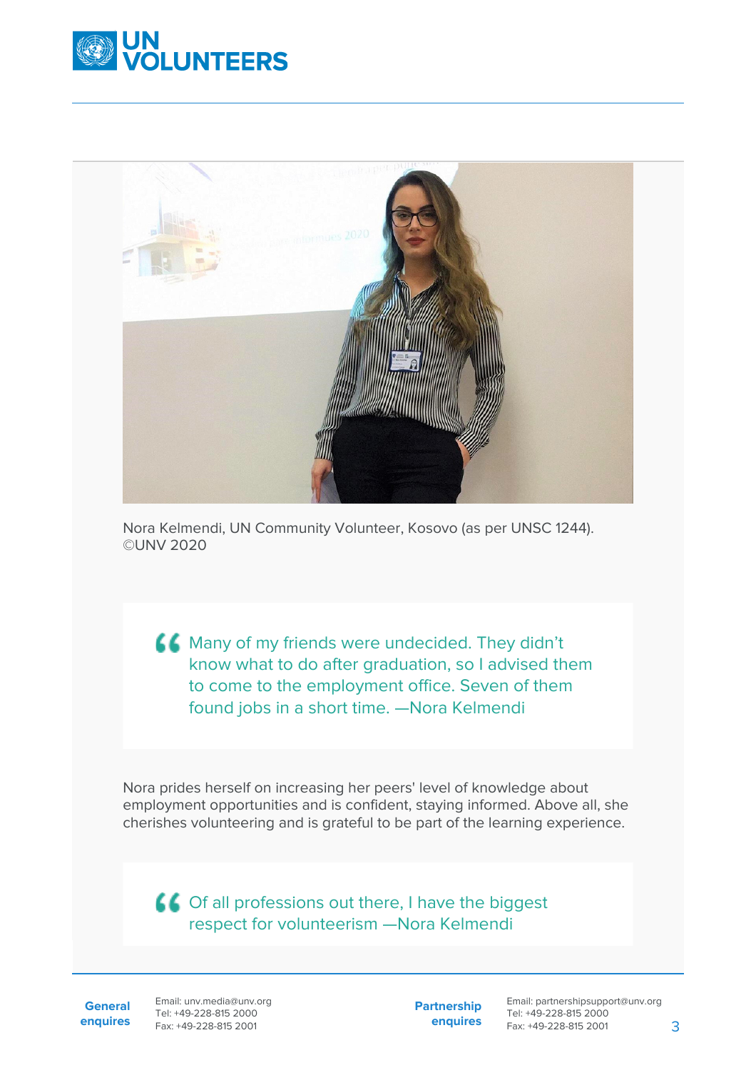Nora Kelmendi, UN Community Volunteer, Kosovo (as per UNSC 1244). ©UNV 2020

> Many of my friends were undecided. They didn't know what to do after graduation, so I advised them to come to the employment office. Seven of them found jobs in a short time. —Nora Kelmendi

Nora prides herself on increasing her peers' level of knowledge about employment opportunities and is confident, staying informed. Above all, she cherishes volunteering and is grateful to be part of the learning experience.

> Of all professions out there, I have the biggest respect for volunteerism —Nora Kelmendi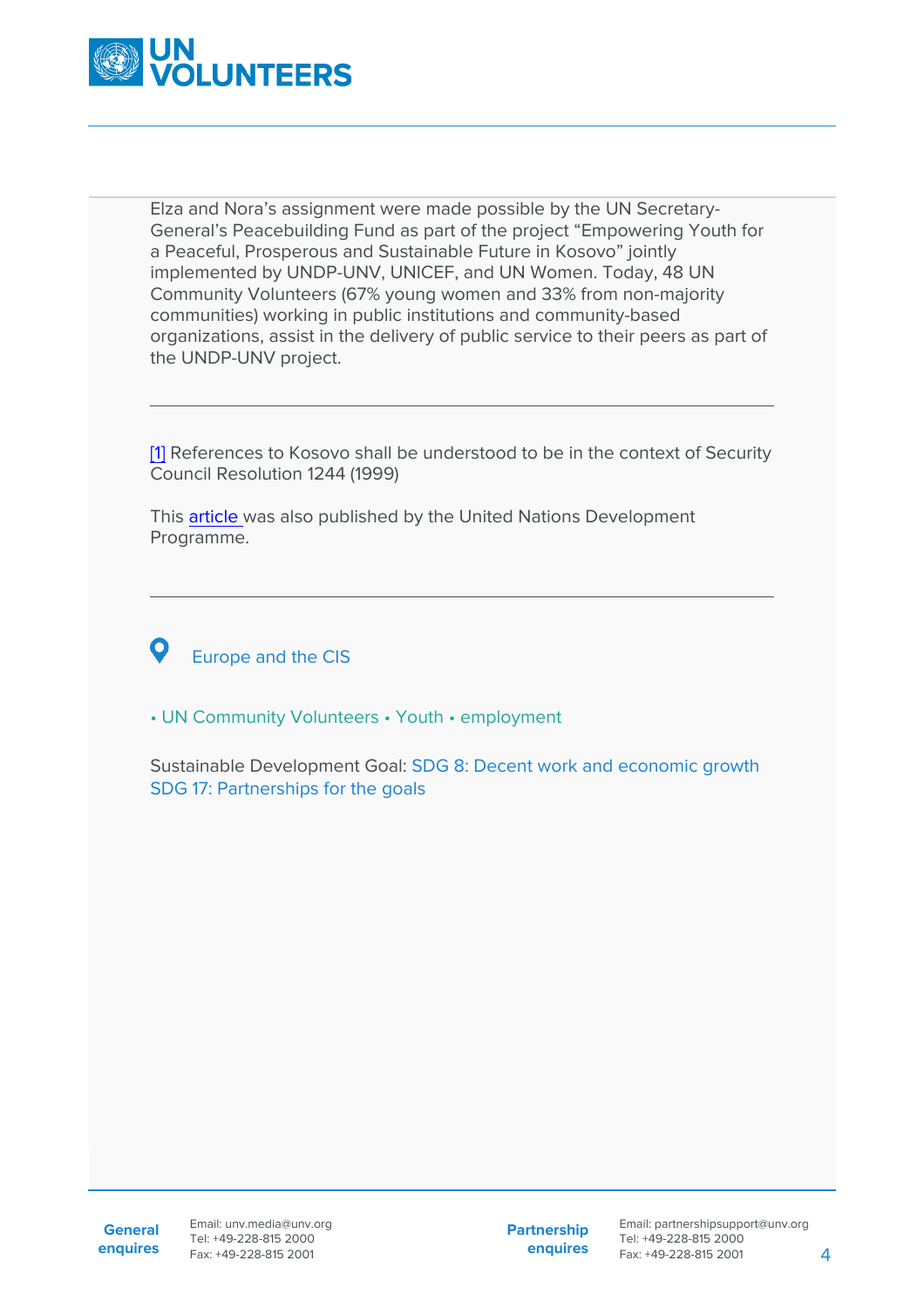Elza and Nora's assignment were made possible by the UN Secretary-General's Peacebuilding Fund as part of the project "Empowering Youth for a Peaceful, Prosperous and Sustainable Future in Kosovo" jointly implemented by UNDP-UNV, UNICEF, and UN Women. Today, 48 UN Community Volunteers (67% young women and 33% from non-majority communities) working in public institutions and community-based organizations, assist in the delivery of public service to their peers as part of the UNDP-UNV project.

---

[1] References to Kosovo shall be understood to be in the context of Security Council Resolution 1244 (1999)

This article was also published by the United Nations Development Programme.

---

Europe and the CIS

• UN Community Volunteers • Youth • employment

Sustainable Development Goal: SDG 8: Decent work and economic growth SDG 17: Partnerships for the goals

**General enquires** Email: unv.media@unv.org Tel: +49-228-815 2000 Fax: +49-228-815 2001

**Partnership enquires** Email: partnershipsupport@unv.org Tel: +49-228-815 2000 Fax: +49-228-815 2001